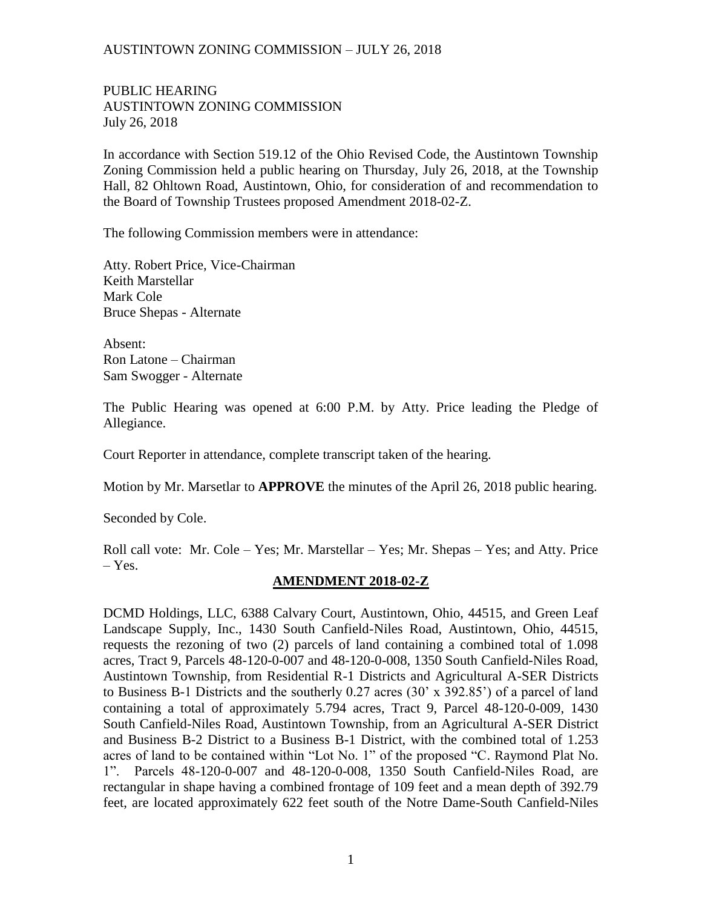PUBLIC HEARING
AUSTINTOWN ZONING COMMISSION
July 26, 2018

In accordance with Section 519.12 of the Ohio Revised Code, the Austintown Township Zoning Commission held a public hearing on Thursday, July 26, 2018, at the Township Hall, 82 Ohltown Road, Austintown, Ohio, for consideration of and recommendation to the Board of Township Trustees proposed Amendment 2018-02-Z.

The following Commission members were in attendance:

Atty. Robert Price, Vice-Chairman
Keith Marstellar
Mark Cole
Bruce Shepas - Alternate

Absent:
Ron Latone – Chairman
Sam Swogger - Alternate

The Public Hearing was opened at 6:00 P.M. by Atty. Price leading the Pledge of Allegiance.

Court Reporter in attendance, complete transcript taken of the hearing.

Motion by Mr. Marsetlar to **APPROVE** the minutes of the April 26, 2018 public hearing.

Seconded by Cole.

Roll call vote: Mr. Cole – Yes; Mr. Marstellar – Yes; Mr. Shepas – Yes; and Atty. Price – Yes.

## AMENDMENT 2018-02-Z

DCMD Holdings, LLC, 6388 Calvary Court, Austintown, Ohio, 44515, and Green Leaf Landscape Supply, Inc., 1430 South Canfield-Niles Road, Austintown, Ohio, 44515, requests the rezoning of two (2) parcels of land containing a combined total of 1.098 acres, Tract 9, Parcels 48-120-0-007 and 48-120-0-008, 1350 South Canfield-Niles Road, Austintown Township, from Residential R-1 Districts and Agricultural A-SER Districts to Business B-1 Districts and the southerly 0.27 acres (30' x 392.85') of a parcel of land containing a total of approximately 5.794 acres, Tract 9, Parcel 48-120-0-009, 1430 South Canfield-Niles Road, Austintown Township, from an Agricultural A-SER District and Business B-2 District to a Business B-1 District, with the combined total of 1.253 acres of land to be contained within "Lot No. 1" of the proposed "C. Raymond Plat No. 1". Parcels 48-120-0-007 and 48-120-0-008, 1350 South Canfield-Niles Road, are rectangular in shape having a combined frontage of 109 feet and a mean depth of 392.79 feet, are located approximately 622 feet south of the Notre Dame-South Canfield-Niles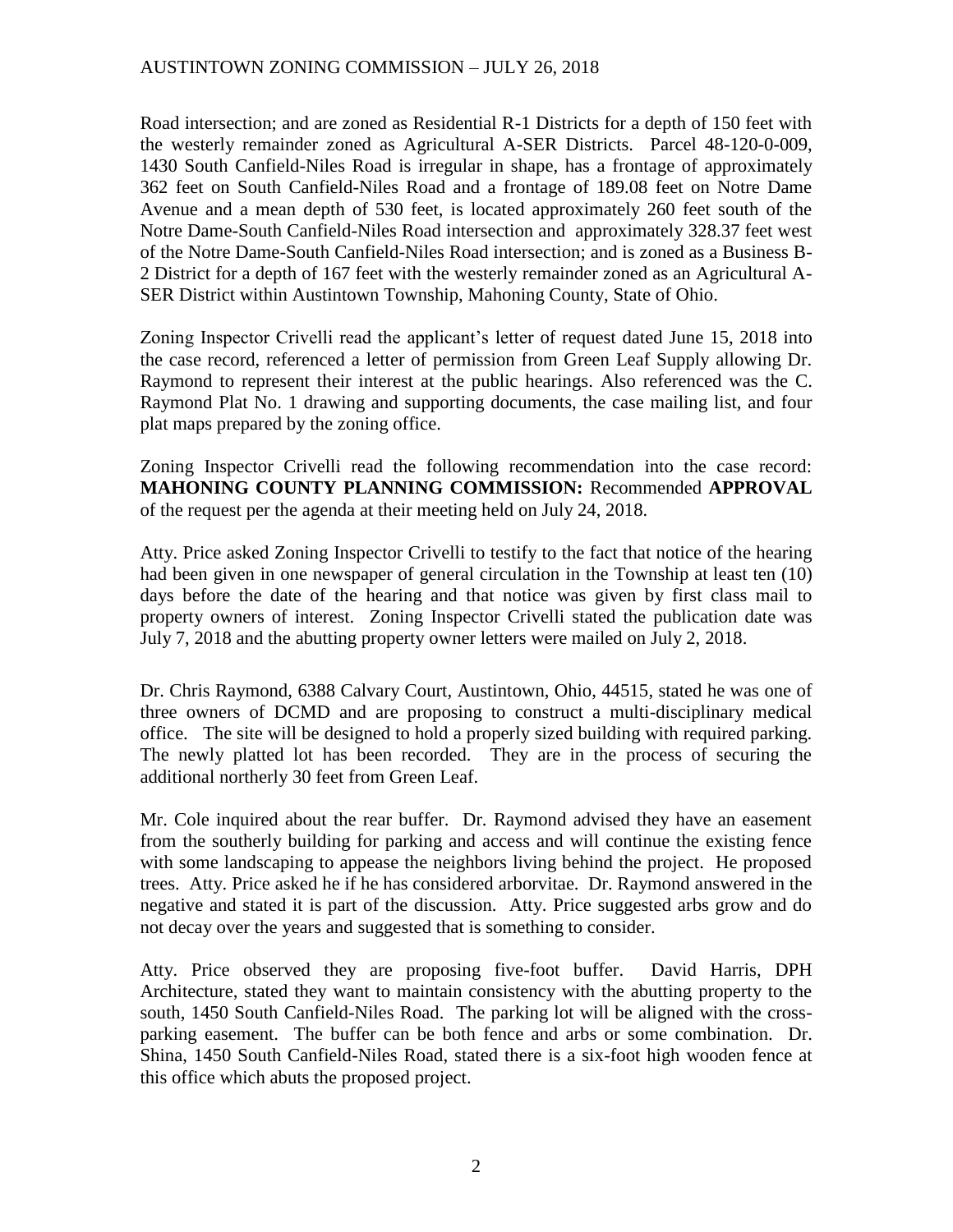Road intersection; and are zoned as Residential R-1 Districts for a depth of 150 feet with the westerly remainder zoned as Agricultural A-SER Districts. Parcel 48-120-0-009, 1430 South Canfield-Niles Road is irregular in shape, has a frontage of approximately 362 feet on South Canfield-Niles Road and a frontage of 189.08 feet on Notre Dame Avenue and a mean depth of 530 feet, is located approximately 260 feet south of the Notre Dame-South Canfield-Niles Road intersection and approximately 328.37 feet west of the Notre Dame-South Canfield-Niles Road intersection; and is zoned as a Business B-2 District for a depth of 167 feet with the westerly remainder zoned as an Agricultural A-SER District within Austintown Township, Mahoning County, State of Ohio.

Zoning Inspector Crivelli read the applicant's letter of request dated June 15, 2018 into the case record, referenced a letter of permission from Green Leaf Supply allowing Dr. Raymond to represent their interest at the public hearings. Also referenced was the C. Raymond Plat No. 1 drawing and supporting documents, the case mailing list, and four plat maps prepared by the zoning office.

Zoning Inspector Crivelli read the following recommendation into the case record: **MAHONING COUNTY PLANNING COMMISSION:** Recommended **APPROVAL** of the request per the agenda at their meeting held on July 24, 2018.

Atty. Price asked Zoning Inspector Crivelli to testify to the fact that notice of the hearing had been given in one newspaper of general circulation in the Township at least ten (10) days before the date of the hearing and that notice was given by first class mail to property owners of interest. Zoning Inspector Crivelli stated the publication date was July 7, 2018 and the abutting property owner letters were mailed on July 2, 2018.

Dr. Chris Raymond, 6388 Calvary Court, Austintown, Ohio, 44515, stated he was one of three owners of DCMD and are proposing to construct a multi-disciplinary medical office. The site will be designed to hold a properly sized building with required parking. The newly platted lot has been recorded. They are in the process of securing the additional northerly 30 feet from Green Leaf.

Mr. Cole inquired about the rear buffer. Dr. Raymond advised they have an easement from the southerly building for parking and access and will continue the existing fence with some landscaping to appease the neighbors living behind the project. He proposed trees. Atty. Price asked he if he has considered arborvitae. Dr. Raymond answered in the negative and stated it is part of the discussion. Atty. Price suggested arbs grow and do not decay over the years and suggested that is something to consider.

Atty. Price observed they are proposing five-foot buffer. David Harris, DPH Architecture, stated they want to maintain consistency with the abutting property to the south, 1450 South Canfield-Niles Road. The parking lot will be aligned with the cross-parking easement. The buffer can be both fence and arbs or some combination. Dr. Shina, 1450 South Canfield-Niles Road, stated there is a six-foot high wooden fence at this office which abuts the proposed project.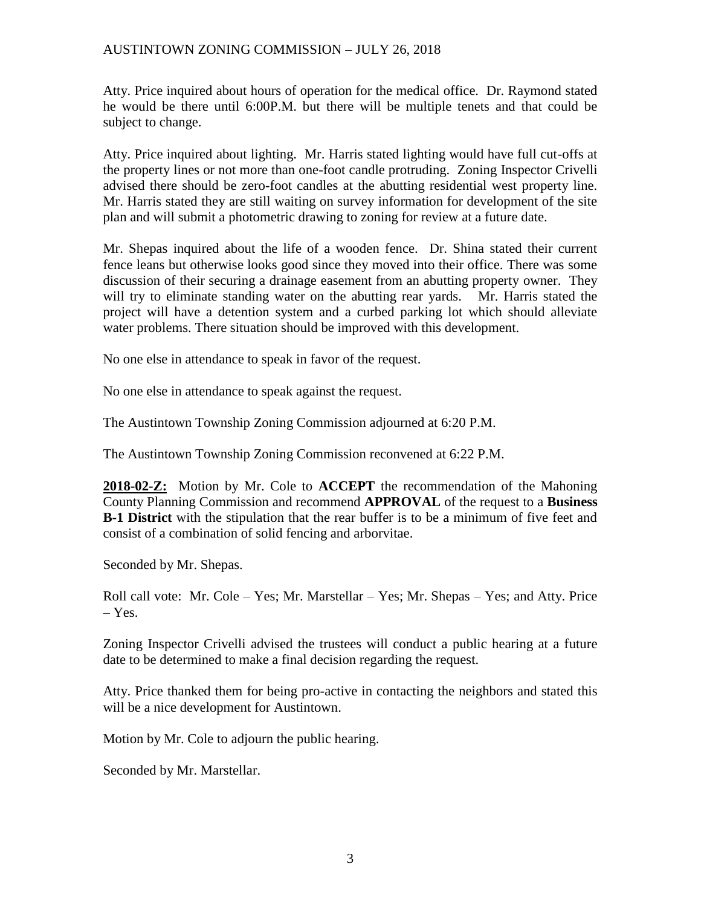Atty. Price inquired about hours of operation for the medical office. Dr. Raymond stated he would be there until 6:00P.M. but there will be multiple tenets and that could be subject to change.

Atty. Price inquired about lighting. Mr. Harris stated lighting would have full cut-offs at the property lines or not more than one-foot candle protruding. Zoning Inspector Crivelli advised there should be zero-foot candles at the abutting residential west property line. Mr. Harris stated they are still waiting on survey information for development of the site plan and will submit a photometric drawing to zoning for review at a future date.

Mr. Shepas inquired about the life of a wooden fence. Dr. Shina stated their current fence leans but otherwise looks good since they moved into their office. There was some discussion of their securing a drainage easement from an abutting property owner. They will try to eliminate standing water on the abutting rear yards. Mr. Harris stated the project will have a detention system and a curbed parking lot which should alleviate water problems. There situation should be improved with this development.

No one else in attendance to speak in favor of the request.

No one else in attendance to speak against the request.

The Austintown Township Zoning Commission adjourned at 6:20 P.M.

The Austintown Township Zoning Commission reconvened at 6:22 P.M.

**2018-02-Z:** Motion by Mr. Cole to **ACCEPT** the recommendation of the Mahoning County Planning Commission and recommend **APPROVAL** of the request to a **Business B-1 District** with the stipulation that the rear buffer is to be a minimum of five feet and consist of a combination of solid fencing and arborvitae.

Seconded by Mr. Shepas.

Roll call vote: Mr. Cole – Yes; Mr. Marstellar – Yes; Mr. Shepas – Yes; and Atty. Price – Yes.

Zoning Inspector Crivelli advised the trustees will conduct a public hearing at a future date to be determined to make a final decision regarding the request.

Atty. Price thanked them for being pro-active in contacting the neighbors and stated this will be a nice development for Austintown.

Motion by Mr. Cole to adjourn the public hearing.

Seconded by Mr. Marstellar.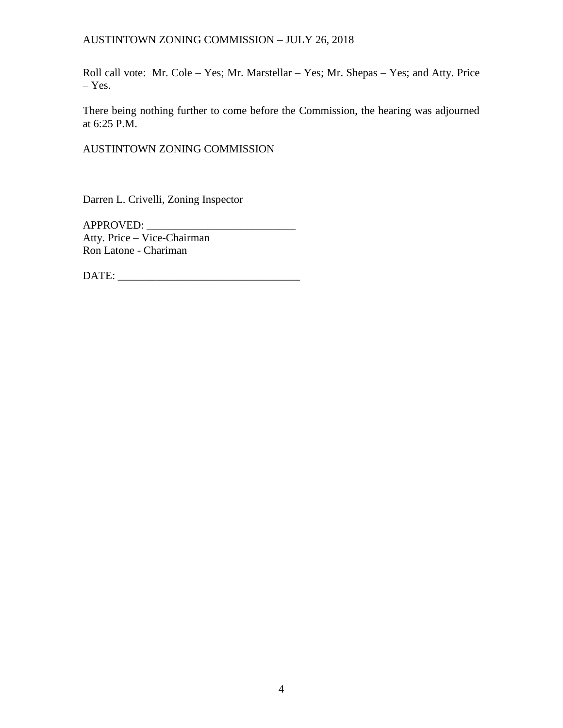Roll call vote: Mr. Cole – Yes; Mr. Marstellar – Yes; Mr. Shepas – Yes; and Atty. Price – Yes.

There being nothing further to come before the Commission, the hearing was adjourned at 6:25 P.M.

AUSTINTOWN ZONING COMMISSION

Darren L. Crivelli, Zoning Inspector

APPROVED: ___________________________
Atty. Price – Vice-Chairman
Ron Latone - Chariman

DATE: _________________________________